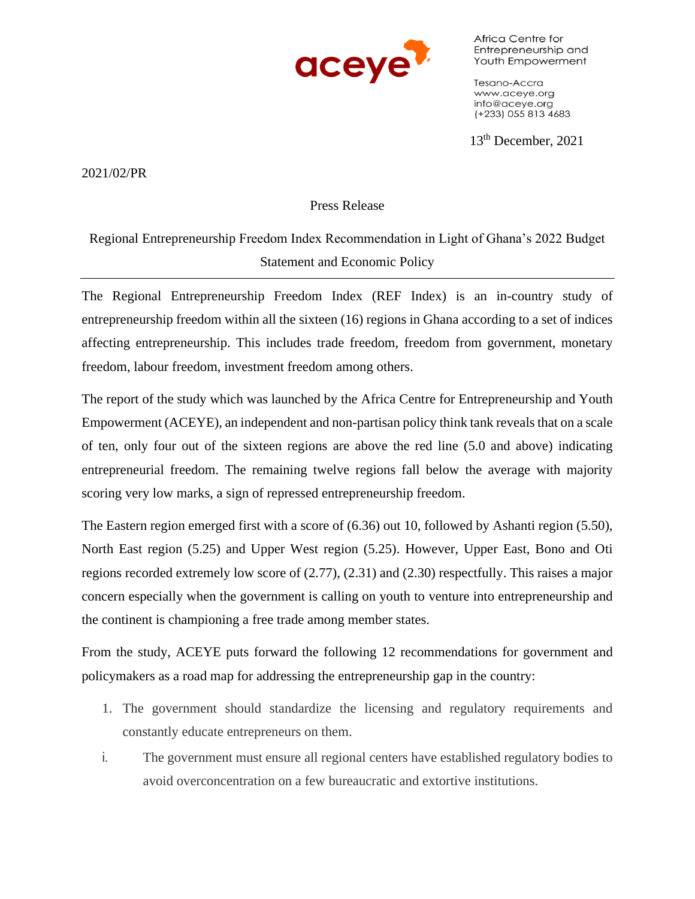Africa Centre for Entrepreneurship and Youth Empowerment

Tesano-Accra
www.aceye.org
info@aceye.org
(+233) 055 813 4683

13th December, 2021

2021/02/PR

Press Release

Regional Entrepreneurship Freedom Index Recommendation in Light of Ghana's 2022 Budget Statement and Economic Policy

---

The Regional Entrepreneurship Freedom Index (REF Index) is an in-country study of entrepreneurship freedom within all the sixteen (16) regions in Ghana according to a set of indices affecting entrepreneurship. This includes trade freedom, freedom from government, monetary freedom, labour freedom, investment freedom among others.

The report of the study which was launched by the Africa Centre for Entrepreneurship and Youth Empowerment (ACEYE), an independent and non-partisan policy think tank reveals that on a scale of ten, only four out of the sixteen regions are above the red line (5.0 and above) indicating entrepreneurial freedom. The remaining twelve regions fall below the average with majority scoring very low marks, a sign of repressed entrepreneurship freedom.

The Eastern region emerged first with a score of (6.36) out 10, followed by Ashanti region (5.50), North East region (5.25) and Upper West region (5.25). However, Upper East, Bono and Oti regions recorded extremely low score of (2.77), (2.31) and (2.30) respectfully. This raises a major concern especially when the government is calling on youth to venture into entrepreneurship and the continent is championing a free trade among member states.

From the study, ACEYE puts forward the following 12 recommendations for government and policymakers as a road map for addressing the entrepreneurship gap in the country:

1. The government should standardize the licensing and regulatory requirements and constantly educate entrepreneurs on them.

i. The government must ensure all regional centers have established regulatory bodies to avoid overconcentration on a few bureaucratic and extortive institutions.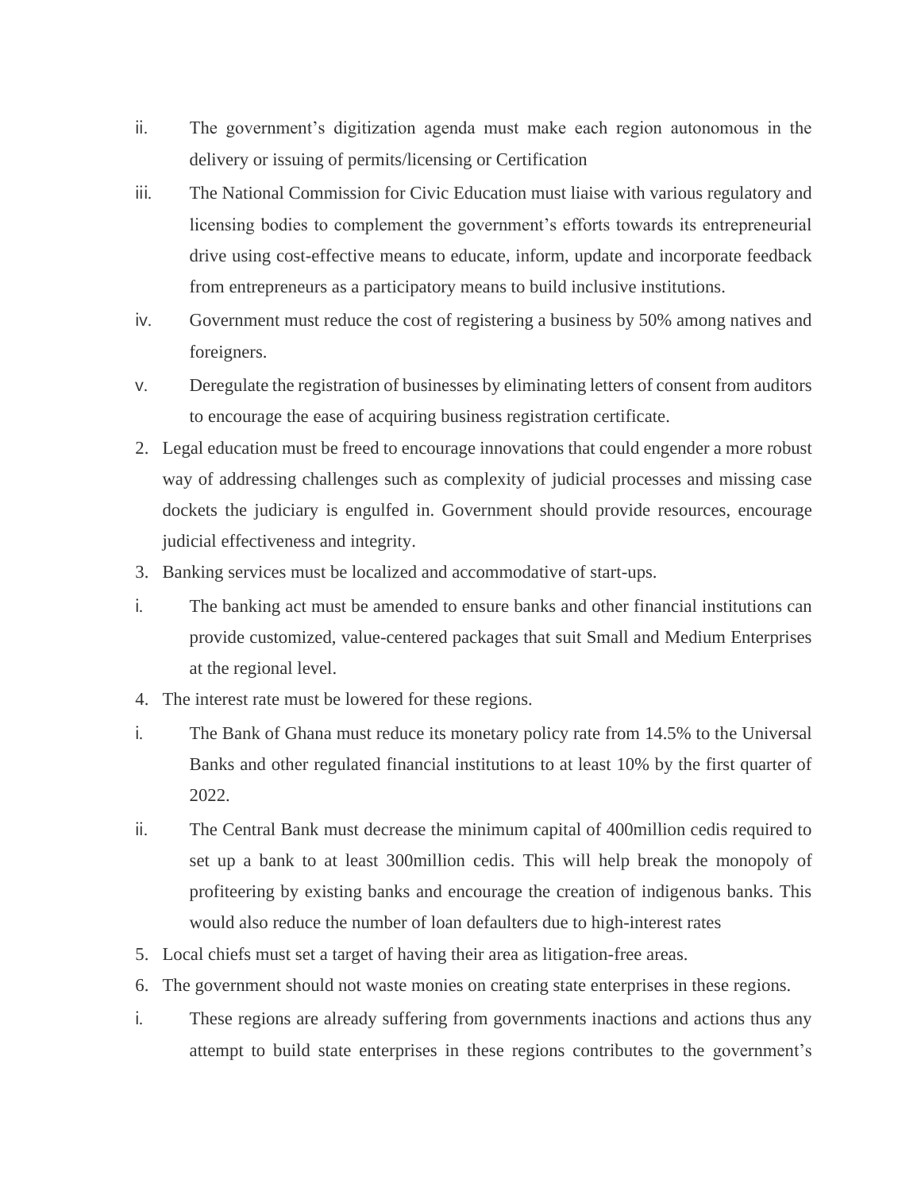ii. The government's digitization agenda must make each region autonomous in the delivery or issuing of permits/licensing or Certification

iii. The National Commission for Civic Education must liaise with various regulatory and licensing bodies to complement the government's efforts towards its entrepreneurial drive using cost-effective means to educate, inform, update and incorporate feedback from entrepreneurs as a participatory means to build inclusive institutions.

iv. Government must reduce the cost of registering a business by 50% among natives and foreigners.

v. Deregulate the registration of businesses by eliminating letters of consent from auditors to encourage the ease of acquiring business registration certificate.

2. Legal education must be freed to encourage innovations that could engender a more robust way of addressing challenges such as complexity of judicial processes and missing case dockets the judiciary is engulfed in. Government should provide resources, encourage judicial effectiveness and integrity.

3. Banking services must be localized and accommodative of start-ups.

i. The banking act must be amended to ensure banks and other financial institutions can provide customized, value-centered packages that suit Small and Medium Enterprises at the regional level.

4. The interest rate must be lowered for these regions.

i. The Bank of Ghana must reduce its monetary policy rate from 14.5% to the Universal Banks and other regulated financial institutions to at least 10% by the first quarter of 2022.

ii. The Central Bank must decrease the minimum capital of 400million cedis required to set up a bank to at least 300million cedis. This will help break the monopoly of profiteering by existing banks and encourage the creation of indigenous banks. This would also reduce the number of loan defaulters due to high-interest rates

5. Local chiefs must set a target of having their area as litigation-free areas.

6. The government should not waste monies on creating state enterprises in these regions.

i. These regions are already suffering from governments inactions and actions thus any attempt to build state enterprises in these regions contributes to the government's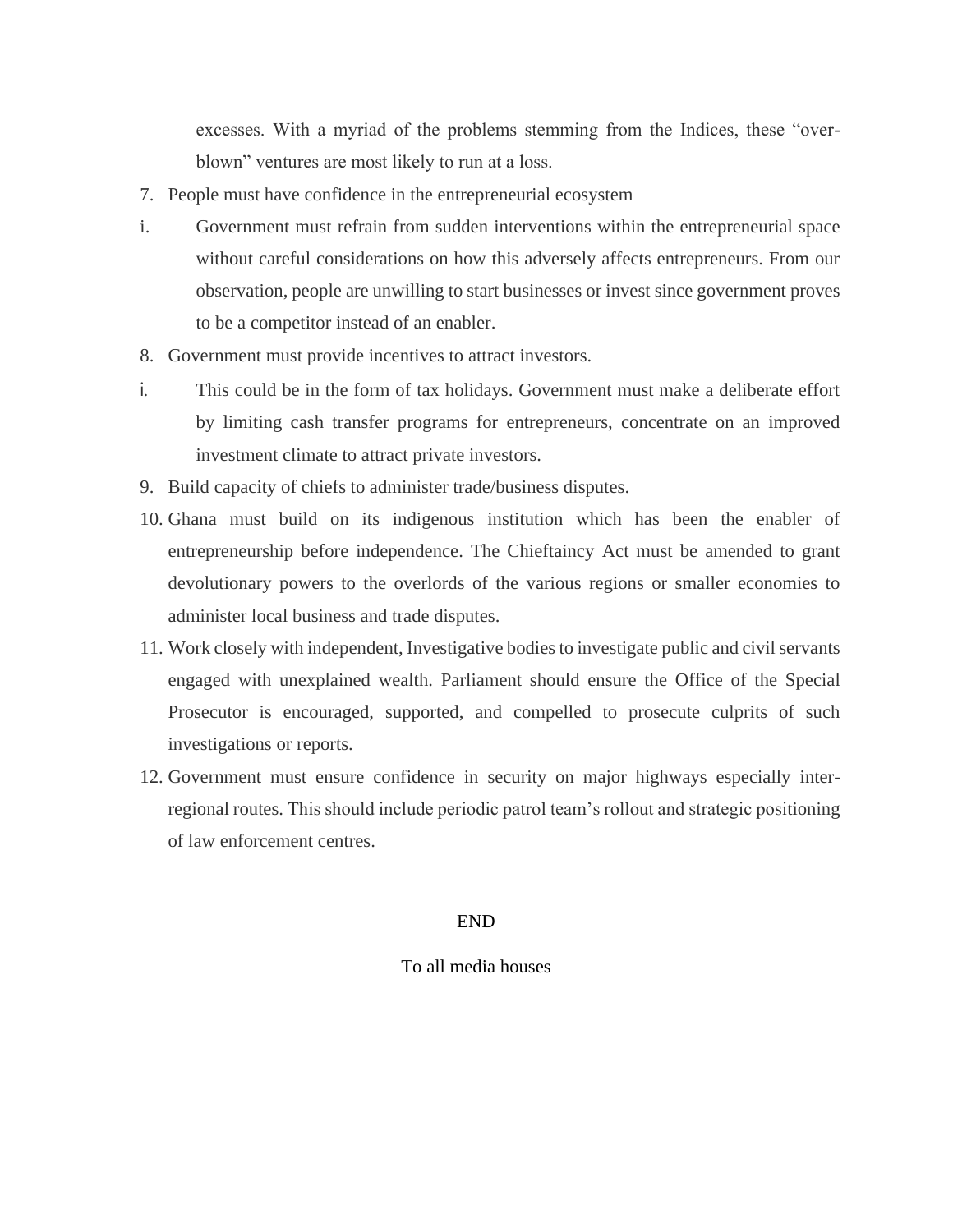excesses. With a myriad of the problems stemming from the Indices, these "over-blown" ventures are most likely to run at a loss.

7. People must have confidence in the entrepreneurial ecosystem

   i. Government must refrain from sudden interventions within the entrepreneurial space without careful considerations on how this adversely affects entrepreneurs. From our observation, people are unwilling to start businesses or invest since government proves to be a competitor instead of an enabler.

8. Government must provide incentives to attract investors.

   i. This could be in the form of tax holidays. Government must make a deliberate effort by limiting cash transfer programs for entrepreneurs, concentrate on an improved investment climate to attract private investors.

9. Build capacity of chiefs to administer trade/business disputes.
10. Ghana must build on its indigenous institution which has been the enabler of entrepreneurship before independence. The Chieftaincy Act must be amended to grant devolutionary powers to the overlords of the various regions or smaller economies to administer local business and trade disputes.
11. Work closely with independent, Investigative bodies to investigate public and civil servants engaged with unexplained wealth. Parliament should ensure the Office of the Special Prosecutor is encouraged, supported, and compelled to prosecute culprits of such investigations or reports.
12. Government must ensure confidence in security on major highways especially inter-regional routes. This should include periodic patrol team's rollout and strategic positioning of law enforcement centres.

END

To all media houses